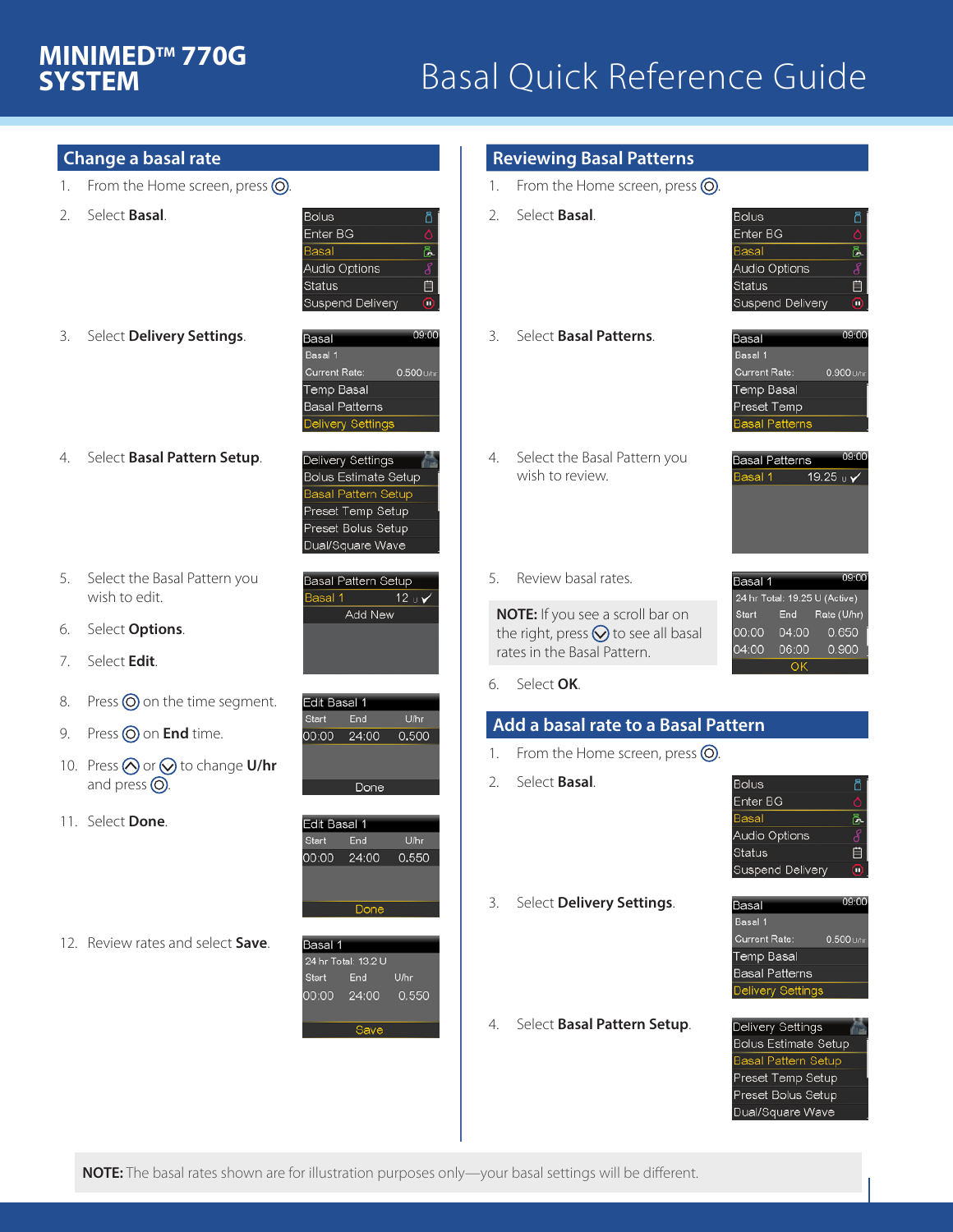# MINIMED™ 770G SYSTEM

# Basal Quick Reference Guide

## Change a basal rate

1. From the Home screen, press ◎.
2. Select **Basal**.
3. Select **Delivery Settings**.
4. Select **Basal Pattern Setup**.
5. Select the Basal Pattern you wish to edit.
6. Select **Options**.
7. Select **Edit**.
8. Press ◎ on the time segment.
9. Press ◎ on **End** time.
10. Press ⌃ or ⌄ to change **U/hr** and press ◎.
11. Select **Done**.
12. Review rates and select **Save**.

## Reviewing Basal Patterns

1. From the Home screen, press ◎.
2. Select **Basal**.
3. Select **Basal Patterns**.
4. Select the Basal Pattern you wish to review.
5. Review basal rates.

**NOTE:** If you see a scroll bar on the right, press ⌄ to see all basal rates in the Basal Pattern.

6. Select **OK**.

## Add a basal rate to a Basal Pattern

1. From the Home screen, press ◎.
2. Select **Basal**.
3. Select **Delivery Settings**.
4. Select **Basal Pattern Setup**.

**NOTE:** The basal rates shown are for illustration purposes only—your basal settings will be different.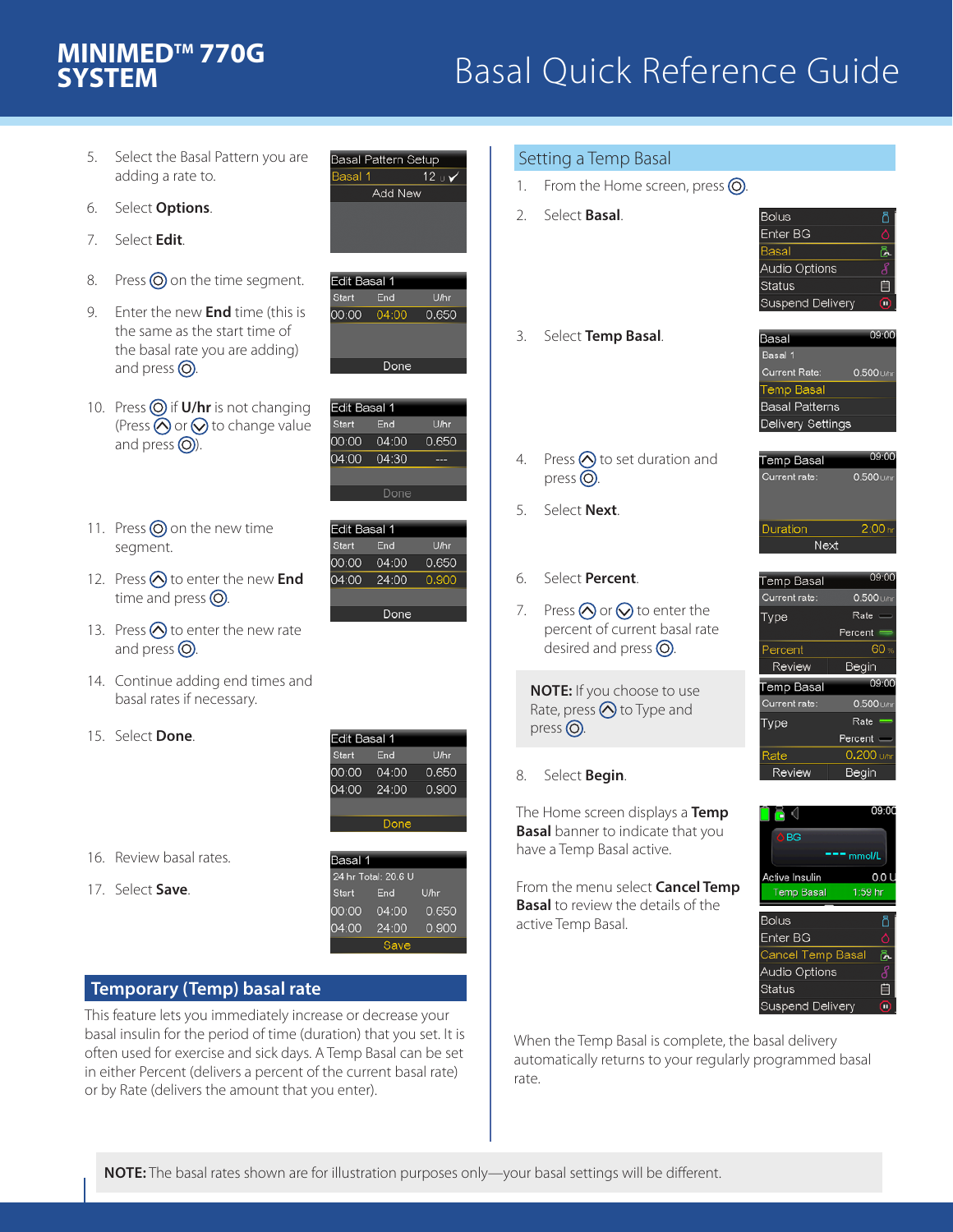5. Select the Basal Pattern you are adding a rate to.
6. Select **Options**.
7. Select **Edit**.
8. Press ◎ on the time segment.
9. Enter the new **End** time (this is the same as the start time of the basal rate you are adding) and press ◎.
10. Press ◎ if **U/hr** is not changing (Press ⌃ or ⌄ to change value and press ◎).
11. Press ◎ on the new time segment.
12. Press ⌃ to enter the new **End** time and press ◎.
13. Press ⌃ to enter the new rate and press ◎.
14. Continue adding end times and basal rates if necessary.
15. Select **Done**.
16. Review basal rates.
17. Select **Save**.

## Temporary (Temp) basal rate

This feature lets you immediately increase or decrease your basal insulin for the period of time (duration) that you set. It is often used for exercise and sick days. A Temp Basal can be set in either Percent (delivers a percent of the current basal rate) or by Rate (delivers the amount that you enter).

## Setting a Temp Basal

1. From the Home screen, press ◎.
2. Select **Basal**.
3. Select **Temp Basal**.
4. Press ⌃ to set duration and press ◎.
5. Select **Next**.
6. Select **Percent**.
7. Press ⌃ or ⌄ to enter the percent of current basal rate desired and press ◎.

**NOTE:** If you choose to use Rate, press ⌃ to Type and press ◎.

8. Select **Begin**.

The Home screen displays a **Temp Basal** banner to indicate that you have a Temp Basal active.

From the menu select **Cancel Temp Basal** to review the details of the active Temp Basal.

When the Temp Basal is complete, the basal delivery automatically returns to your regularly programmed basal rate.

**NOTE:** The basal rates shown are for illustration purposes only—your basal settings will be different.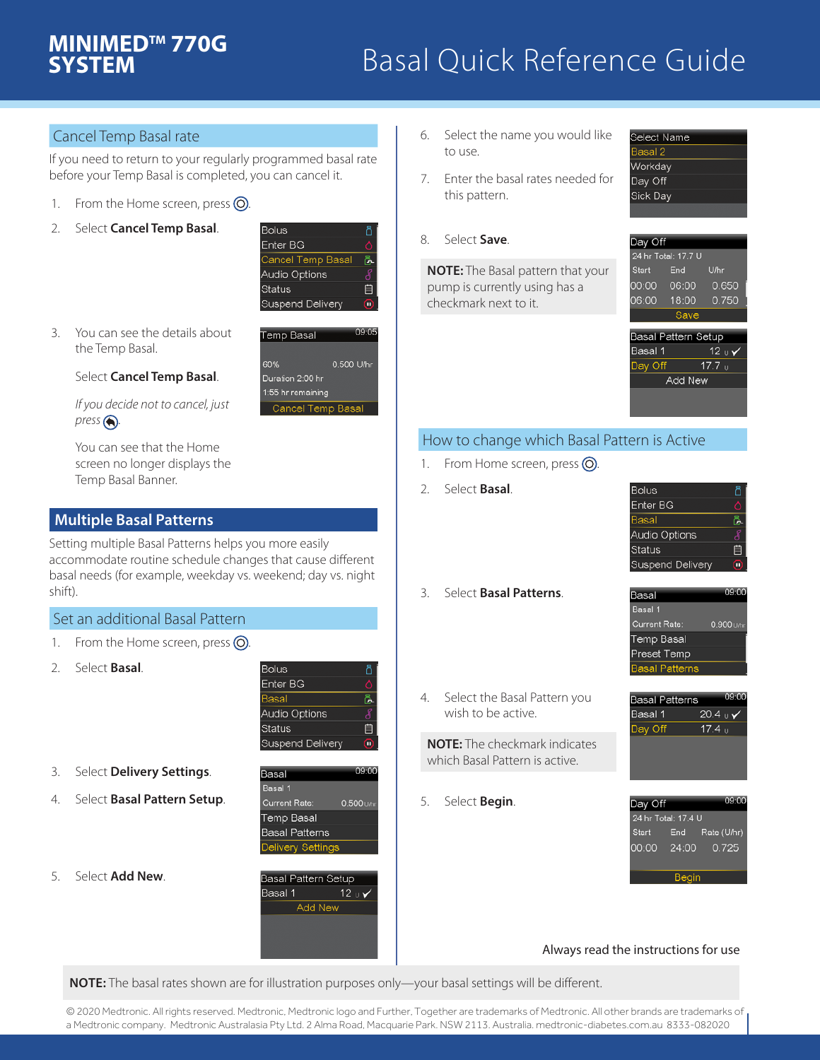# MINIMED™ 770G SYSTEM

# Basal Quick Reference Guide

## Cancel Temp Basal rate

If you need to return to your regularly programmed basal rate before your Temp Basal is completed, you can cancel it.

1. From the Home screen, press ◎.
2. Select **Cancel Temp Basal**.

Bolus
Enter BG
Cancel Temp Basal
Audio Options
Status
Suspend Delivery

3. You can see the details about the Temp Basal.

   Select **Cancel Temp Basal**.

   *If you decide not to cancel, just press* ⬅.

   You can see that the Home screen no longer displays the Temp Basal Banner.

Temp Basal 09:05
60% 0.500 U/hr
Duration 2:00 hr
1:55 hr remaining
Cancel Temp Basal

## Multiple Basal Patterns

Setting multiple Basal Patterns helps you more easily accommodate routine schedule changes that cause different basal needs (for example, weekday vs. weekend; day vs. night shift).

### Set an additional Basal Pattern

1. From the Home screen, press ◎.
2. Select **Basal**.

Bolus
Enter BG
Basal
Audio Options
Status
Suspend Delivery

3. Select **Delivery Settings**.
4. Select **Basal Pattern Setup**.

Basal 09:00
Basal 1
Current Rate: 0.500 U/hr
Temp Basal
Basal Patterns
Delivery Settings

5. Select **Add New**.

Basal Pattern Setup
Basal 1 12 U ✓
Add New

6. Select the name you would like to use.
7. Enter the basal rates needed for this pattern.

Select Name
Basal 2
Workday
Day Off
Sick Day

8. Select **Save**.

**NOTE:** The Basal pattern that your pump is currently using has a checkmark next to it.

Day Off
24 hr Total: 17.7 U

| Start | End | U/hr |
|---|---|---|
| 00:00 | 06:00 | 0.650 |
| 06:00 | 18:00 | 0.750 |

Save

Basal Pattern Setup
Basal 1 12 U ✓
Day Off 17.7 U
Add New

## How to change which Basal Pattern is Active

1. From Home screen, press ◎.
2. Select **Basal**.

Bolus
Enter BG
Basal
Audio Options
Status
Suspend Delivery

3. Select **Basal Patterns**.

Basal 09:00
Basal 1
Current Rate: 0.900 U/hr
Temp Basal
Preset Temp
Basal Patterns

4. Select the Basal Pattern you wish to be active.

**NOTE:** The checkmark indicates which Basal Pattern is active.

Basal Patterns 09:00
Basal 1 20.4 U ✓
Day Off 17.4 U

5. Select **Begin**.

Day Off 09:00
24 hr Total: 17.4 U

| Start | End | Rate (U/hr) |
|---|---|---|
| 00:00 | 24:00 | 0.725 |

Begin

Always read the instructions for use

**NOTE:** The basal rates shown are for illustration purposes only—your basal settings will be different.

© 2020 Medtronic. All rights reserved. Medtronic, Medtronic logo and Further, Together are trademarks of Medtronic. All other brands are trademarks of a Medtronic company. Medtronic Australasia Pty Ltd. 2 Alma Road, Macquarie Park. NSW 2113. Australia. medtronic-diabetes.com.au 8333-082020